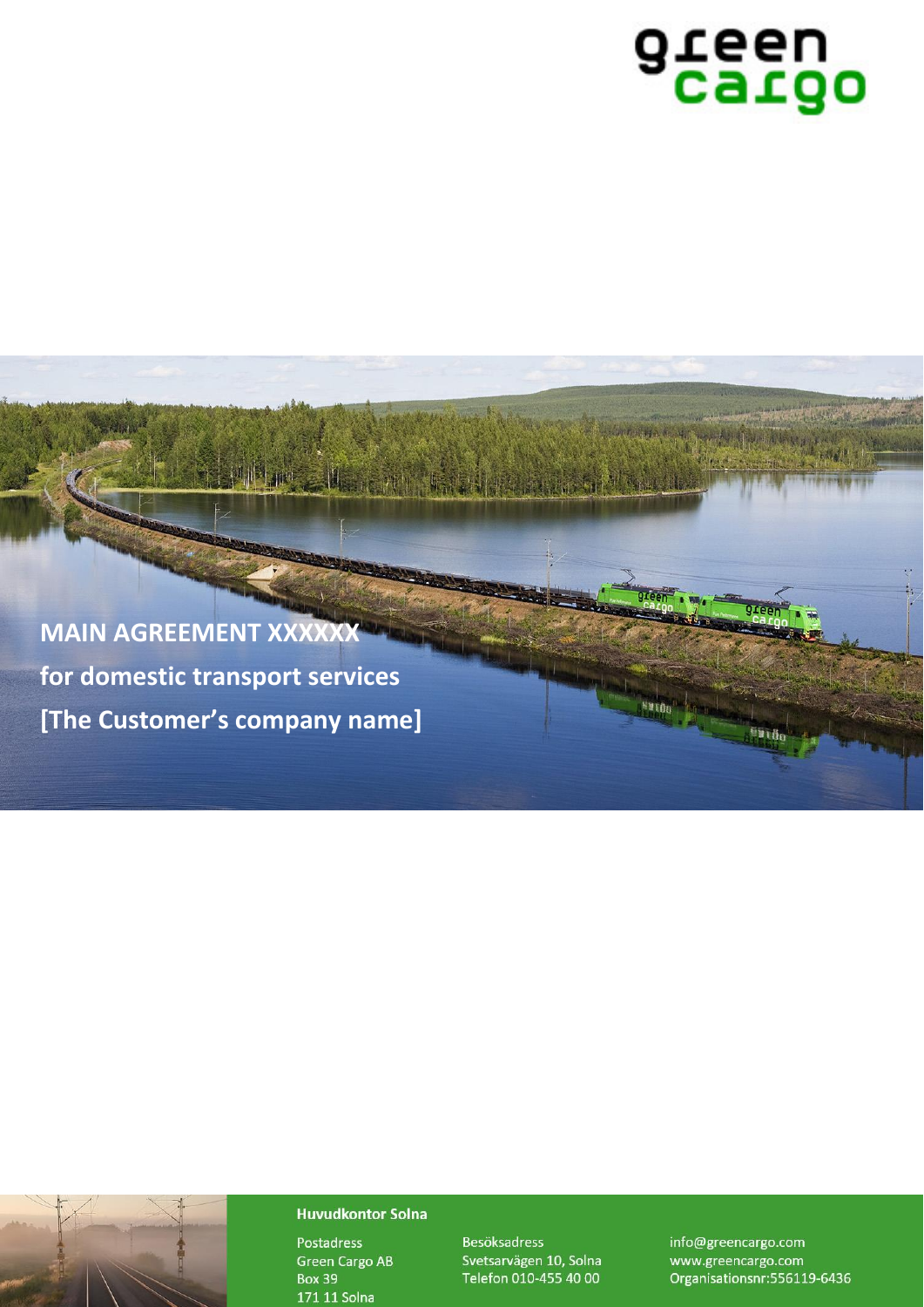# MAIN AGREEMENT XXXXXX

**for domestic transport services**

**[The Customer's company name]**

**Huvudkontor Solna**

Postadress
Green Cargo AB
Box 39
171 11 Solna

Besöksadress
Svetsarvägen 10, Solna
Telefon 010-455 40 00

info@greencargo.com
www.greencargo.com
Organisationsnr:556119-6436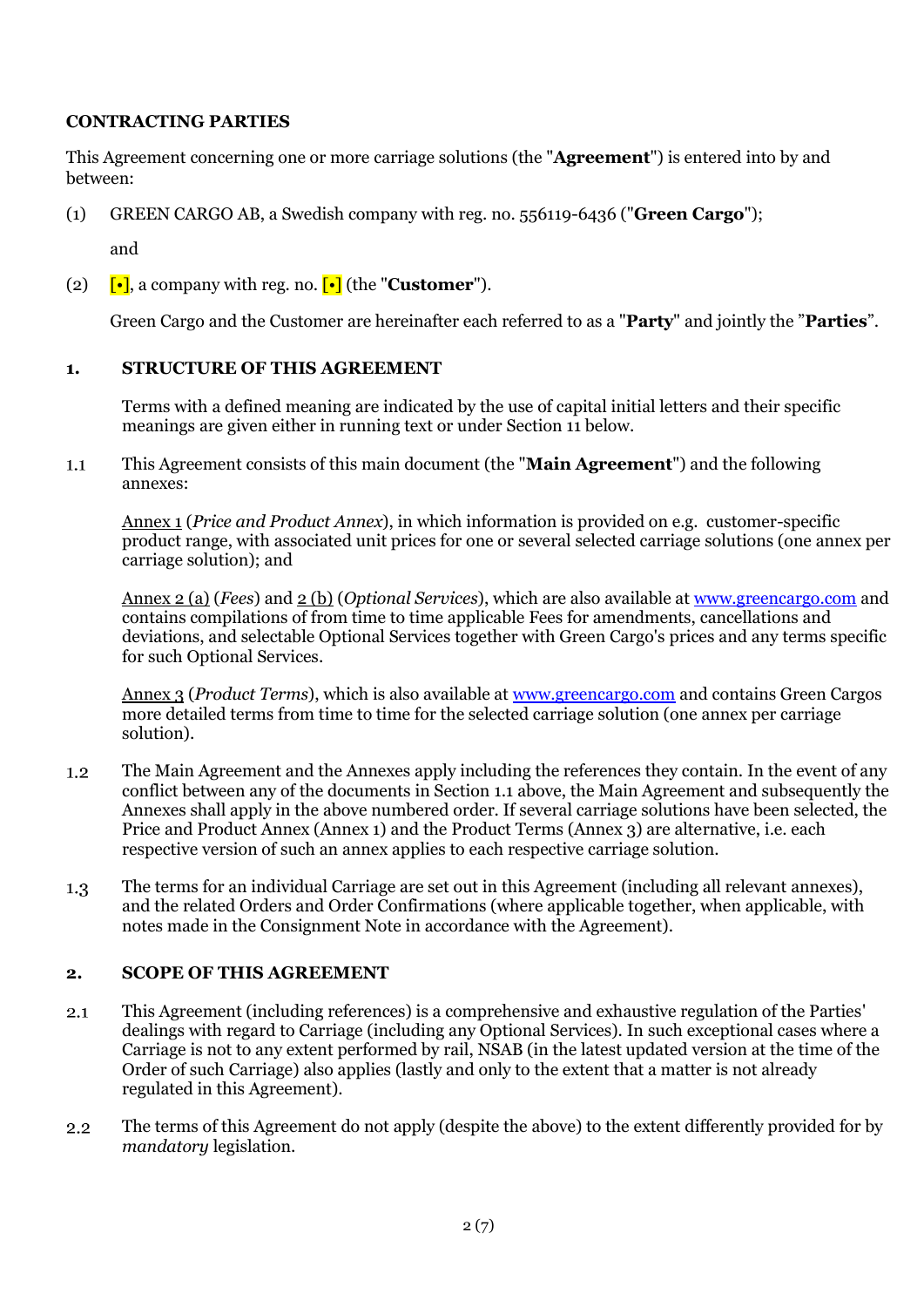## CONTRACTING PARTIES

This Agreement concerning one or more carriage solutions (the "**Agreement**") is entered into by and between:

(1) GREEN CARGO AB, a Swedish company with reg. no. 556119-6436 ("**Green Cargo**");

and

(2) [•], a company with reg. no. [•] (the "**Customer**").

Green Cargo and the Customer are hereinafter each referred to as a "**Party**" and jointly the "**Parties**".

## 1. STRUCTURE OF THIS AGREEMENT

Terms with a defined meaning are indicated by the use of capital initial letters and their specific meanings are given either in running text or under Section 11 below.

1.1 This Agreement consists of this main document (the "**Main Agreement**") and the following annexes:

Annex 1 (*Price and Product Annex*), in which information is provided on e.g. customer-specific product range, with associated unit prices for one or several selected carriage solutions (one annex per carriage solution); and

Annex 2 (a) (*Fees*) and 2 (b) (*Optional Services*), which are also available at www.greencargo.com and contains compilations of from time to time applicable Fees for amendments, cancellations and deviations, and selectable Optional Services together with Green Cargo's prices and any terms specific for such Optional Services.

Annex 3 (*Product Terms*), which is also available at www.greencargo.com and contains Green Cargos more detailed terms from time to time for the selected carriage solution (one annex per carriage solution).

1.2 The Main Agreement and the Annexes apply including the references they contain. In the event of any conflict between any of the documents in Section 1.1 above, the Main Agreement and subsequently the Annexes shall apply in the above numbered order. If several carriage solutions have been selected, the Price and Product Annex (Annex 1) and the Product Terms (Annex 3) are alternative, i.e. each respective version of such an annex applies to each respective carriage solution.

1.3 The terms for an individual Carriage are set out in this Agreement (including all relevant annexes), and the related Orders and Order Confirmations (where applicable together, when applicable, with notes made in the Consignment Note in accordance with the Agreement).

## 2. SCOPE OF THIS AGREEMENT

2.1 This Agreement (including references) is a comprehensive and exhaustive regulation of the Parties' dealings with regard to Carriage (including any Optional Services). In such exceptional cases where a Carriage is not to any extent performed by rail, NSAB (in the latest updated version at the time of the Order of such Carriage) also applies (lastly and only to the extent that a matter is not already regulated in this Agreement).

2.2 The terms of this Agreement do not apply (despite the above) to the extent differently provided for by *mandatory* legislation.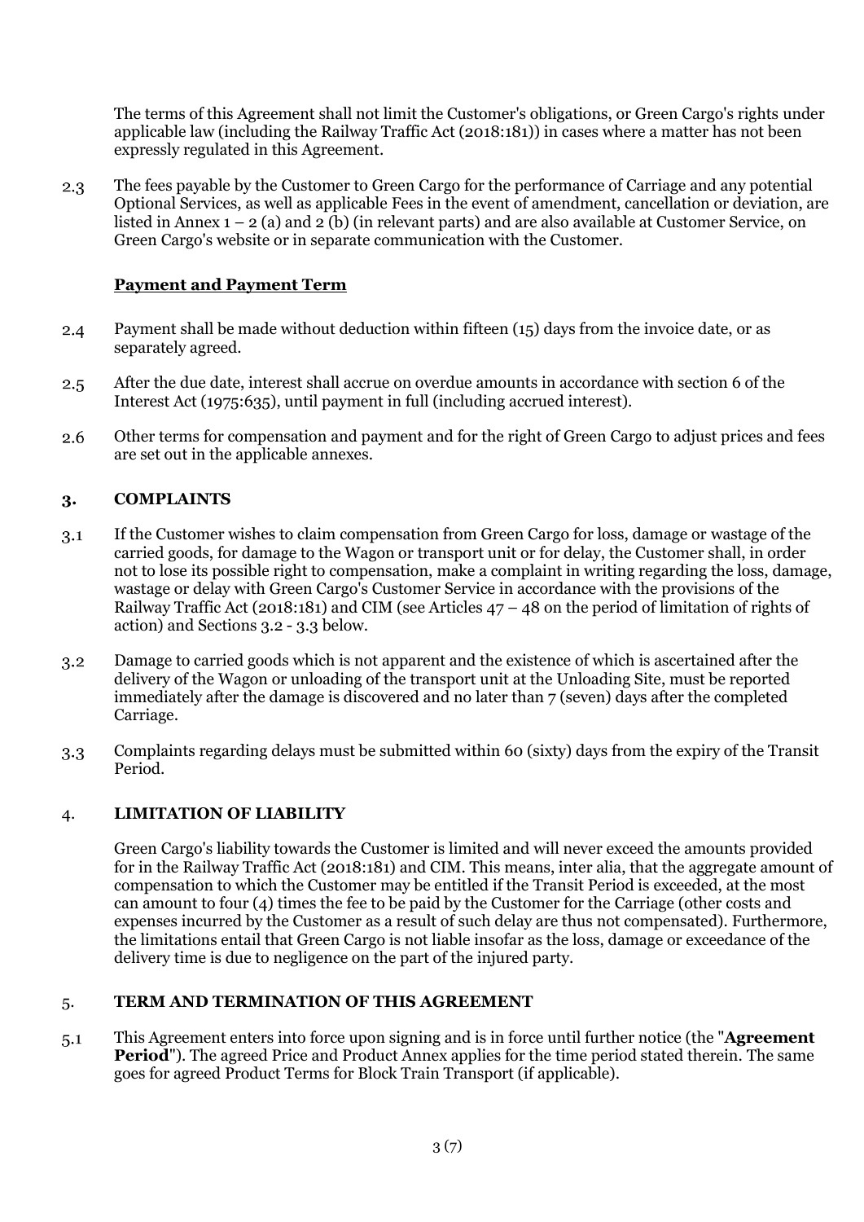The terms of this Agreement shall not limit the Customer's obligations, or Green Cargo's rights under applicable law (including the Railway Traffic Act (2018:181)) in cases where a matter has not been expressly regulated in this Agreement.

2.3 The fees payable by the Customer to Green Cargo for the performance of Carriage and any potential Optional Services, as well as applicable Fees in the event of amendment, cancellation or deviation, are listed in Annex 1 – 2 (a) and 2 (b) (in relevant parts) and are also available at Customer Service, on Green Cargo's website or in separate communication with the Customer.

**Payment and Payment Term**

2.4 Payment shall be made without deduction within fifteen (15) days from the invoice date, or as separately agreed.

2.5 After the due date, interest shall accrue on overdue amounts in accordance with section 6 of the Interest Act (1975:635), until payment in full (including accrued interest).

2.6 Other terms for compensation and payment and for the right of Green Cargo to adjust prices and fees are set out in the applicable annexes.

## 3. COMPLAINTS

3.1 If the Customer wishes to claim compensation from Green Cargo for loss, damage or wastage of the carried goods, for damage to the Wagon or transport unit or for delay, the Customer shall, in order not to lose its possible right to compensation, make a complaint in writing regarding the loss, damage, wastage or delay with Green Cargo's Customer Service in accordance with the provisions of the Railway Traffic Act (2018:181) and CIM (see Articles 47 – 48 on the period of limitation of rights of action) and Sections 3.2 - 3.3 below.

3.2 Damage to carried goods which is not apparent and the existence of which is ascertained after the delivery of the Wagon or unloading of the transport unit at the Unloading Site, must be reported immediately after the damage is discovered and no later than 7 (seven) days after the completed Carriage.

3.3 Complaints regarding delays must be submitted within 60 (sixty) days from the expiry of the Transit Period.

## 4. LIMITATION OF LIABILITY

Green Cargo's liability towards the Customer is limited and will never exceed the amounts provided for in the Railway Traffic Act (2018:181) and CIM. This means, inter alia, that the aggregate amount of compensation to which the Customer may be entitled if the Transit Period is exceeded, at the most can amount to four (4) times the fee to be paid by the Customer for the Carriage (other costs and expenses incurred by the Customer as a result of such delay are thus not compensated). Furthermore, the limitations entail that Green Cargo is not liable insofar as the loss, damage or exceedance of the delivery time is due to negligence on the part of the injured party.

## 5. TERM AND TERMINATION OF THIS AGREEMENT

5.1 This Agreement enters into force upon signing and is in force until further notice (the "**Agreement Period**"). The agreed Price and Product Annex applies for the time period stated therein. The same goes for agreed Product Terms for Block Train Transport (if applicable).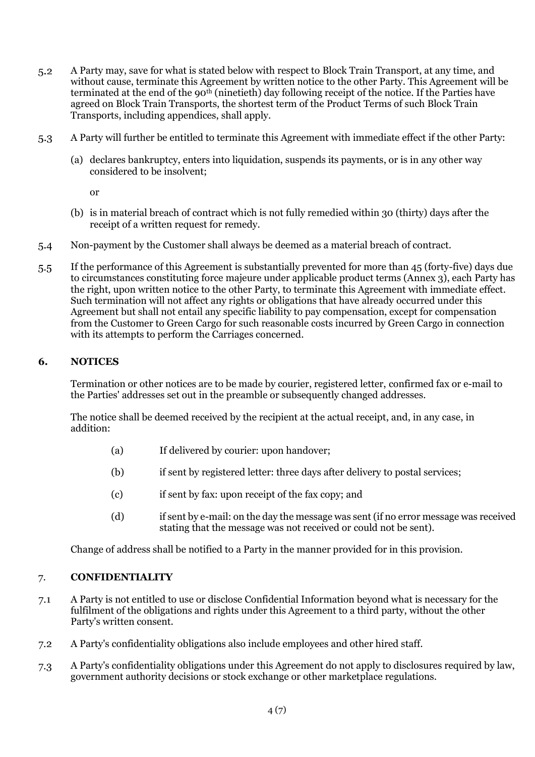5.2 A Party may, save for what is stated below with respect to Block Train Transport, at any time, and without cause, terminate this Agreement by written notice to the other Party. This Agreement will be terminated at the end of the 90th (ninetieth) day following receipt of the notice. If the Parties have agreed on Block Train Transports, the shortest term of the Product Terms of such Block Train Transports, including appendices, shall apply.

5.3 A Party will further be entitled to terminate this Agreement with immediate effect if the other Party:

(a) declares bankruptcy, enters into liquidation, suspends its payments, or is in any other way considered to be insolvent;

or

(b) is in material breach of contract which is not fully remedied within 30 (thirty) days after the receipt of a written request for remedy.

5.4 Non-payment by the Customer shall always be deemed as a material breach of contract.

5.5 If the performance of this Agreement is substantially prevented for more than 45 (forty-five) days due to circumstances constituting force majeure under applicable product terms (Annex 3), each Party has the right, upon written notice to the other Party, to terminate this Agreement with immediate effect. Such termination will not affect any rights or obligations that have already occurred under this Agreement but shall not entail any specific liability to pay compensation, except for compensation from the Customer to Green Cargo for such reasonable costs incurred by Green Cargo in connection with its attempts to perform the Carriages concerned.

## 6. NOTICES

Termination or other notices are to be made by courier, registered letter, confirmed fax or e-mail to the Parties' addresses set out in the preamble or subsequently changed addresses.

The notice shall be deemed received by the recipient at the actual receipt, and, in any case, in addition:

(a) If delivered by courier: upon handover;

(b) if sent by registered letter: three days after delivery to postal services;

(c) if sent by fax: upon receipt of the fax copy; and

(d) if sent by e-mail: on the day the message was sent (if no error message was received stating that the message was not received or could not be sent).

Change of address shall be notified to a Party in the manner provided for in this provision.

## 7. CONFIDENTIALITY

7.1 A Party is not entitled to use or disclose Confidential Information beyond what is necessary for the fulfilment of the obligations and rights under this Agreement to a third party, without the other Party's written consent.

7.2 A Party's confidentiality obligations also include employees and other hired staff.

7.3 A Party's confidentiality obligations under this Agreement do not apply to disclosures required by law, government authority decisions or stock exchange or other marketplace regulations.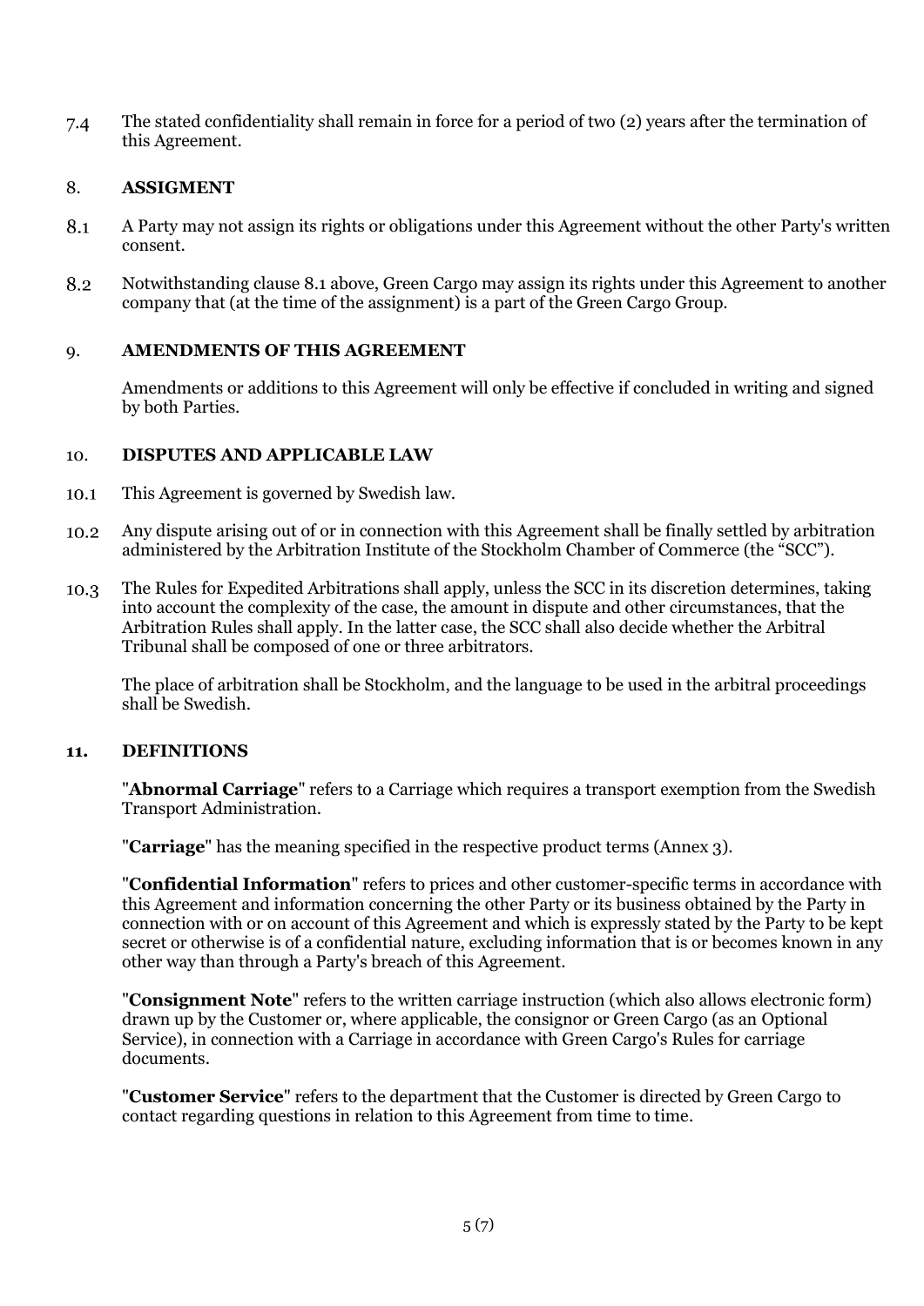7.4 The stated confidentiality shall remain in force for a period of two (2) years after the termination of this Agreement.

## 8. ASSIGMENT

8.1 A Party may not assign its rights or obligations under this Agreement without the other Party's written consent.

8.2 Notwithstanding clause 8.1 above, Green Cargo may assign its rights under this Agreement to another company that (at the time of the assignment) is a part of the Green Cargo Group.

## 9. AMENDMENTS OF THIS AGREEMENT

Amendments or additions to this Agreement will only be effective if concluded in writing and signed by both Parties.

## 10. DISPUTES AND APPLICABLE LAW

10.1 This Agreement is governed by Swedish law.

10.2 Any dispute arising out of or in connection with this Agreement shall be finally settled by arbitration administered by the Arbitration Institute of the Stockholm Chamber of Commerce (the "SCC").

10.3 The Rules for Expedited Arbitrations shall apply, unless the SCC in its discretion determines, taking into account the complexity of the case, the amount in dispute and other circumstances, that the Arbitration Rules shall apply. In the latter case, the SCC shall also decide whether the Arbitral Tribunal shall be composed of one or three arbitrators.

The place of arbitration shall be Stockholm, and the language to be used in the arbitral proceedings shall be Swedish.

## 11. DEFINITIONS

"**Abnormal Carriage**" refers to a Carriage which requires a transport exemption from the Swedish Transport Administration.

"**Carriage**" has the meaning specified in the respective product terms (Annex 3).

"**Confidential Information**" refers to prices and other customer-specific terms in accordance with this Agreement and information concerning the other Party or its business obtained by the Party in connection with or on account of this Agreement and which is expressly stated by the Party to be kept secret or otherwise is of a confidential nature, excluding information that is or becomes known in any other way than through a Party's breach of this Agreement.

"**Consignment Note**" refers to the written carriage instruction (which also allows electronic form) drawn up by the Customer or, where applicable, the consignor or Green Cargo (as an Optional Service), in connection with a Carriage in accordance with Green Cargo's Rules for carriage documents.

"**Customer Service**" refers to the department that the Customer is directed by Green Cargo to contact regarding questions in relation to this Agreement from time to time.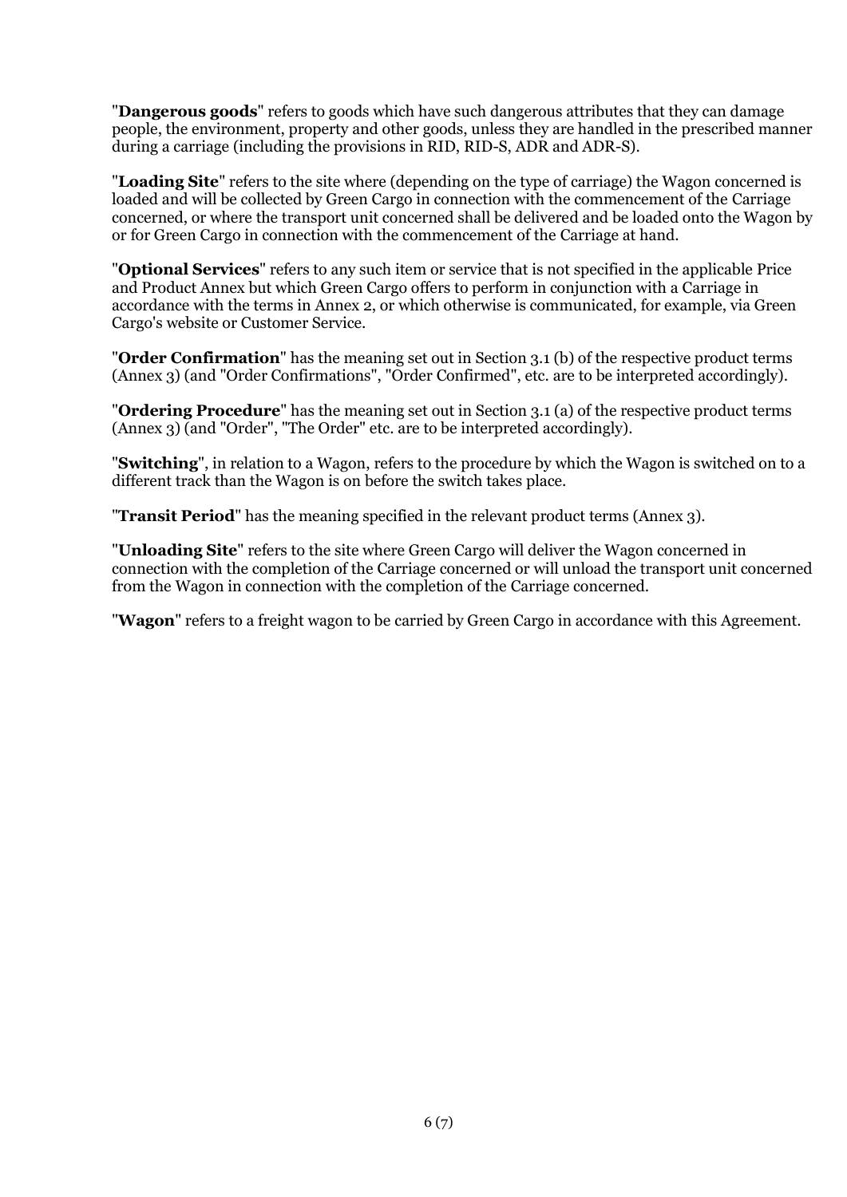"**Dangerous goods**" refers to goods which have such dangerous attributes that they can damage people, the environment, property and other goods, unless they are handled in the prescribed manner during a carriage (including the provisions in RID, RID-S, ADR and ADR-S).

"**Loading Site**" refers to the site where (depending on the type of carriage) the Wagon concerned is loaded and will be collected by Green Cargo in connection with the commencement of the Carriage concerned, or where the transport unit concerned shall be delivered and be loaded onto the Wagon by or for Green Cargo in connection with the commencement of the Carriage at hand.

"**Optional Services**" refers to any such item or service that is not specified in the applicable Price and Product Annex but which Green Cargo offers to perform in conjunction with a Carriage in accordance with the terms in Annex 2, or which otherwise is communicated, for example, via Green Cargo's website or Customer Service.

"**Order Confirmation**" has the meaning set out in Section 3.1 (b) of the respective product terms (Annex 3) (and "Order Confirmations", "Order Confirmed", etc. are to be interpreted accordingly).

"**Ordering Procedure**" has the meaning set out in Section 3.1 (a) of the respective product terms (Annex 3) (and "Order", "The Order" etc. are to be interpreted accordingly).

"**Switching**", in relation to a Wagon, refers to the procedure by which the Wagon is switched on to a different track than the Wagon is on before the switch takes place.

"**Transit Period**" has the meaning specified in the relevant product terms (Annex 3).

"**Unloading Site**" refers to the site where Green Cargo will deliver the Wagon concerned in connection with the completion of the Carriage concerned or will unload the transport unit concerned from the Wagon in connection with the completion of the Carriage concerned.

"**Wagon**" refers to a freight wagon to be carried by Green Cargo in accordance with this Agreement.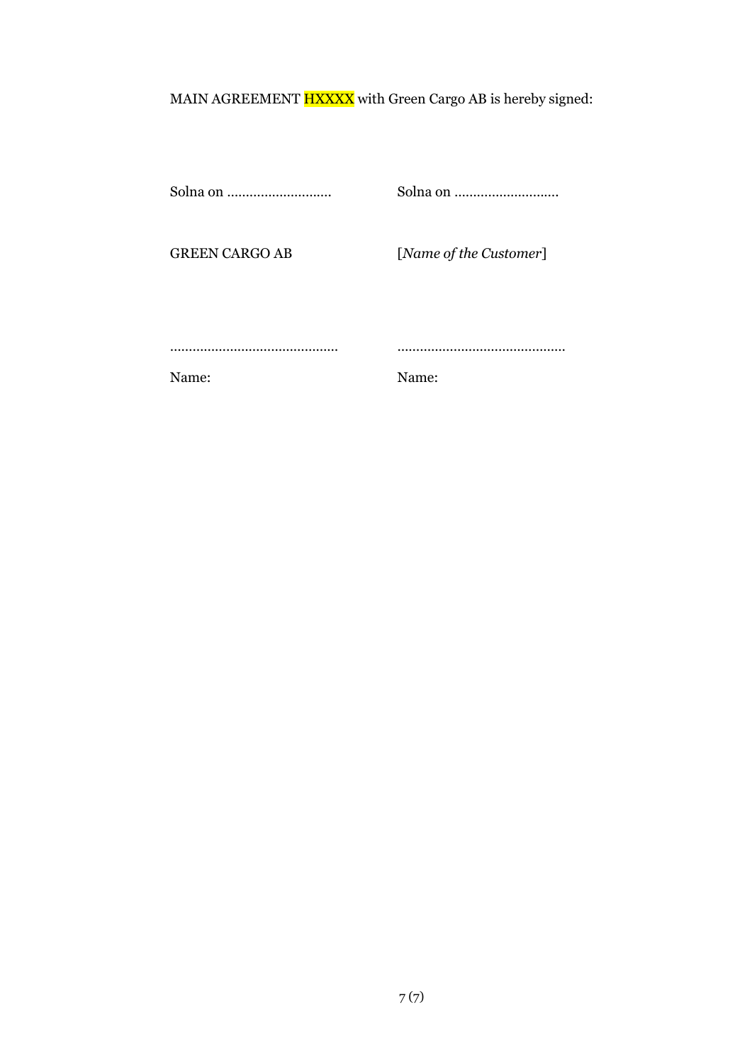MAIN AGREEMENT HXXXX with Green Cargo AB is hereby signed:

| | |
|---|---|
| Solna on ............................ | Solna on ............................ |
| GREEN CARGO AB | [*Name of the Customer*] |
| ............................................. | ............................................. |
| Name: | Name: |